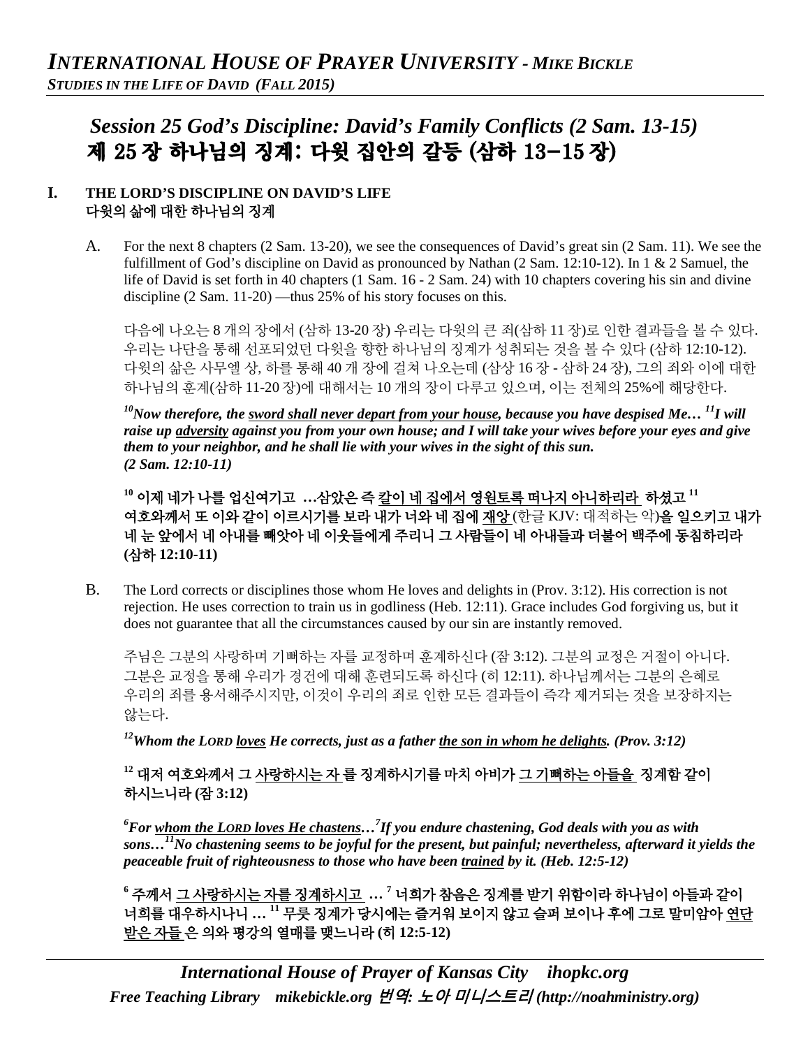# Session 25 God's Discipline: David's Family Conflicts (2 Sam. 13-15)
# 제 25 장 하나님의 징계: 다윗 집안의 갈등 (삼하 13–15 장)

## I. THE LORD'S DISCIPLINE ON DAVID'S LIFE
## 다윗의 삶에 대한 하나님의 징계

A. For the next 8 chapters (2 Sam. 13-20), we see the consequences of David's great sin (2 Sam. 11). We see the fulfillment of God's discipline on David as pronounced by Nathan (2 Sam. 12:10-12). In 1 & 2 Samuel, the life of David is set forth in 40 chapters (1 Sam. 16 - 2 Sam. 24) with 10 chapters covering his sin and divine discipline (2 Sam. 11-20) —thus 25% of his story focuses on this.

다음에 나오는 8 개의 장에서 (삼하 13-20 장) 우리는 다윗의 큰 죄(삼하 11 장)로 인한 결과들을 볼 수 있다. 우리는 나단을 통해 선포되었던 다윗을 향한 하나님의 징계가 성취되는 것을 볼 수 있다 (삼하 12:10-12). 다윗의 삶은 사무엘 상, 하를 통해 40 개 장에 걸쳐 나오는데 (삼상 16 장 - 삼하 24 장), 그의 죄와 이에 대한 하나님의 훈계(삼하 11-20 장)에 대해서는 10 개의 장이 다루고 있으며, 이는 전체의 25%에 해당한다.

***[10]Now therefore, the <u>sword shall never depart from your house</u>, because you have despised Me… [11]I will raise up <u>adversity</u> against you from your own house; and I will take your wives before your eyes and give them to your neighbor, and he shall lie with your wives in the sight of this sun. (2 Sam. 12:10-11)***

**[10] 이제 네가 나를 업신여기고 …삼았은 즉 <u>칼이 네 집에서 영원토록 떠나지 아니하리라</u> 하셨고 [11] 여호와께서 또 이와 같이 이르시기를 보라 내가 너와 네 집에 <u>재앙</u>** (한글 KJV: 대적하는 악)**을 일으키고 내가 네 눈 앞에서 네 아내를 빼앗아 네 이웃들에게 주리니 그 사람들이 네 아내들과 더불어 백주에 동침하리라 (삼하 12:10-11)**

B. The Lord corrects or disciplines those whom He loves and delights in (Prov. 3:12). His correction is not rejection. He uses correction to train us in godliness (Heb. 12:11). Grace includes God forgiving us, but it does not guarantee that all the circumstances caused by our sin are instantly removed.

주님은 그분의 사랑하며 기뻐하는 자를 교정하며 훈계하신다 (잠 3:12). 그분의 교정은 거절이 아니다. 그분은 교정을 통해 우리가 경건에 대해 훈련되도록 하신다 (히 12:11). 하나님께서는 그분의 은혜로 우리의 죄를 용서해주시지만, 이것이 우리의 죄로 인한 모든 결과들이 즉각 제거되는 것을 보장하지는 않는다.

***[12]Whom the LORD <u>loves</u> He corrects, just as a father <u>the son in whom he delights</u>. (Prov. 3:12)***

**[12] 대저 여호와께서 그 <u>사랑하시는 자</u> 를 징계하시기를 마치 아비가 <u>그 기뻐하는 아들을</u> 징계함 같이 하시느니라 (잠 3:12)**

***[6]For <u>whom the LORD loves He chastens</u>…[7]If you endure chastening, God deals with you as with sons…[11]No chastening seems to be joyful for the present, but painful; nevertheless, afterward it yields the peaceable fruit of righteousness to those who have been <u>trained</u> by it. (Heb. 12:5-12)***

**[6] 주께서 <u>그 사랑하시는 자를 징계하시고</u> … [7] 너희가 참음은 징계를 받기 위함이라 하나님이 아들과 같이 너희를 대우하시나니 … [11] 무릇 징계가 당시에는 즐거워 보이지 않고 슬퍼 보이나 후에 그로 말미암아 <u>연단 받은 자들</u> 은 의와 평강의 열매를 맺느니라 (히 12:5-12)**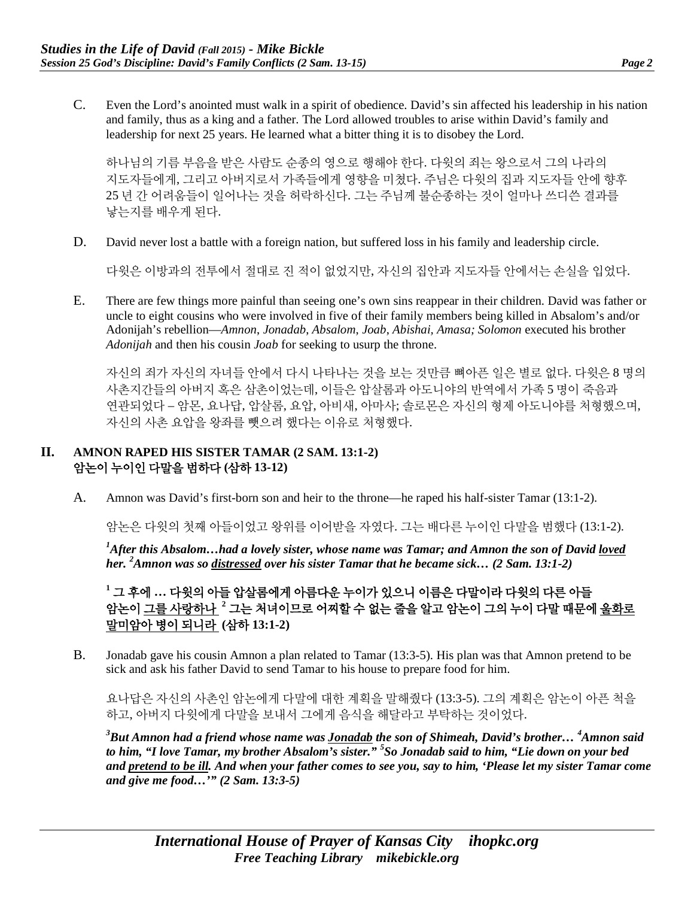C. Even the Lord's anointed must walk in a spirit of obedience. David's sin affected his leadership in his nation and family, thus as a king and a father. The Lord allowed troubles to arise within David's family and leadership for next 25 years. He learned what a bitter thing it is to disobey the Lord.

하나님의 기름 부음을 받은 사람도 순종의 영으로 행해야 한다. 다윗의 죄는 왕으로서 그의 나라의 지도자들에게, 그리고 아버지로서 가족들에게 영향을 미쳤다. 주님은 다윗의 집과 지도자들 안에 향후 25 년 간 어려움들이 일어나는 것을 허락하신다. 그는 주님께 불순종하는 것이 얼마나 쓰디쓴 결과를 낳는지를 배우게 된다.

D. David never lost a battle with a foreign nation, but suffered loss in his family and leadership circle.

다윗은 이방과의 전투에서 절대로 진 적이 없었지만, 자신의 집안과 지도자들 안에서는 손실을 입었다.

E. There are few things more painful than seeing one's own sins reappear in their children. David was father or uncle to eight cousins who were involved in five of their family members being killed in Absalom's and/or Adonijah's rebellion—*Amnon*, *Jonadab*, *Absalom*, *Joab*, *Abishai*, *Amasa; Solomon* executed his brother *Adonijah* and then his cousin *Joab* for seeking to usurp the throne.

자신의 죄가 자신의 자녀들 안에서 다시 나타나는 것을 보는 것만큼 뼈아픈 일은 별로 없다. 다윗은 8 명의 사촌지간들의 아버지 혹은 삼촌이었는데, 이들은 압살롬과 아도니야의 반역에서 가족 5 명이 죽음과 연관되었다 – 암몬, 요나답, 압살롬, 요압, 아비새, 아마사; 솔로몬은 자신의 형제 아도니야를 처형했으며, 자신의 사촌 요압을 왕좌를 뺏으려 했다는 이유로 처형했다.

## II. AMNON RAPED HIS SISTER TAMAR (2 SAM. 13:1-2) 암논이 누이인 다말을 범하다 (삼하 13-12)

A. Amnon was David's first-born son and heir to the throne—he raped his half-sister Tamar (13:1-2).

암논은 다윗의 첫째 아들이었고 왕위를 이어받을 자였다. 그는 배다른 누이인 다말을 범했다 (13:1-2).

***[1]After this Absalom…had a lovely sister, whose name was Tamar; and Amnon the son of David <u>loved</u> her. [2]Amnon was so <u>distressed</u> over his sister Tamar that he became sick… (2 Sam. 13:1-2)***

**[1] 그 후에 … 다윗의 아들 압살롬에게 아름다운 누이가 있으니 이름은 다말이라 다윗의 다른 아들 암논이 <u>그를 사랑하나</u> [2] 그는 처녀이므로 어찌할 수 없는 줄을 알고 암논이 그의 누이 다말 때문에 <u>울화로 말미암아 병이 되니라</u> (삼하 13:1-2)**

B. Jonadab gave his cousin Amnon a plan related to Tamar (13:3-5). His plan was that Amnon pretend to be sick and ask his father David to send Tamar to his house to prepare food for him.

요나답은 자신의 사촌인 암논에게 다말에 대한 계획을 말해줬다 (13:3-5). 그의 계획은 암논이 아픈 척을 하고, 아버지 다윗에게 다말을 보내서 그에게 음식을 해달라고 부탁하는 것이었다.

***[3]But Amnon had a friend whose name was <u>Jonadab</u> the son of Shimeah, David's brother… [4]Amnon said to him, "I love Tamar, my brother Absalom's sister." [5]So Jonadab said to him, "Lie down on your bed and <u>pretend to be ill</u>. And when your father comes to see you, say to him, 'Please let my sister Tamar come and give me food…'" (2 Sam. 13:3-5)***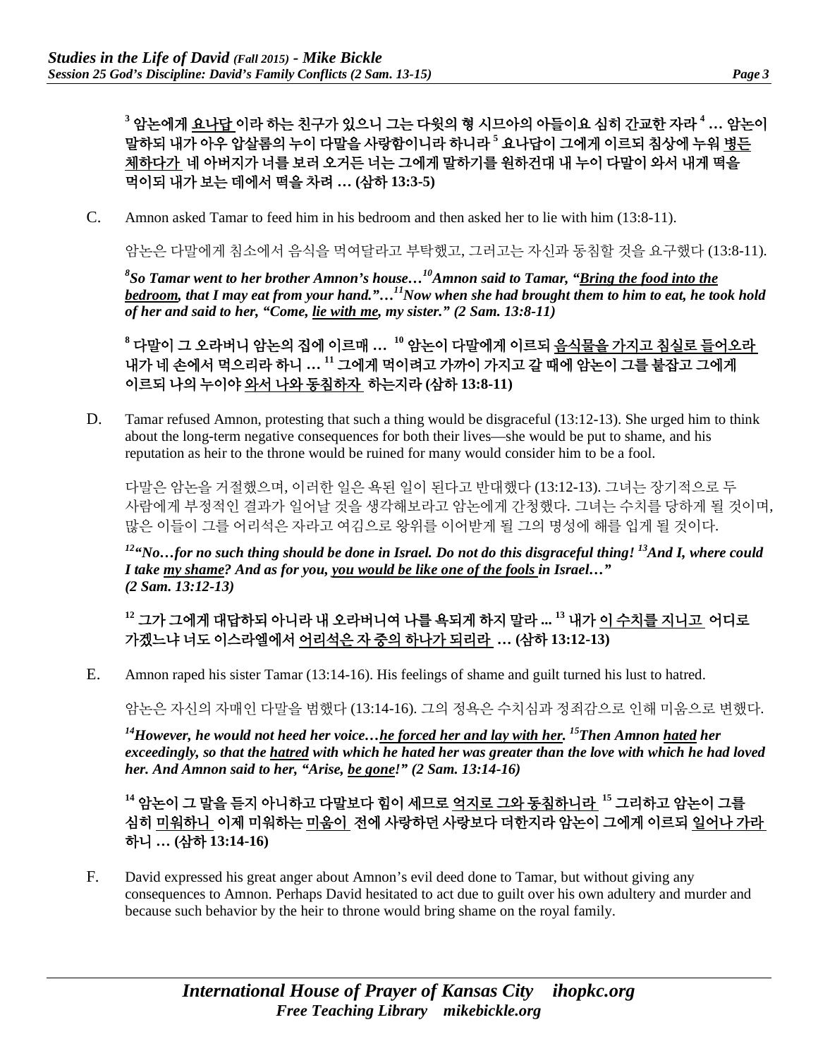**[3] 암논에게 <u>요나답</u>이라 하는 친구가 있으니 그는 다윗의 형 시므아의 아들이요 심히 간교한 자라 [4] … 암논이 말하되 내가 아우 압살롬의 누이 다말을 사랑함이니라 하니라 [5] 요나답이 그에게 이르되 침상에 누워 <u>병든 체하다가</u> 네 아버지가 너를 보러 오거든 너는 그에게 말하기를 원하건대 내 누이 다말이 와서 내게 떡을 먹이되 내가 보는 데에서 떡을 차려 … (삼하 13:3-5)**

C. Amnon asked Tamar to feed him in his bedroom and then asked her to lie with him (13:8-11).

암논은 다말에게 침소에서 음식을 먹여달라고 부탁했고, 그러고는 자신과 동침할 것을 요구했다 (13:8-11).

***[8]So Tamar went to her brother Amnon's house…[10]Amnon said to Tamar, "<u>Bring the food into the bedroom</u>, that I may eat from your hand."…[11]Now when she had brought them to him to eat, he took hold of her and said to her, "Come, <u>lie with me</u>, my sister." (2 Sam. 13:8-11)***

**[8] 다말이 그 오라버니 암논의 집에 이르매 … [10] 암논이 다말에게 이르되 <u>음식물을 가지고 침실로 들어오라</u> 내가 네 손에서 먹으리라 하니 … [11] 그에게 먹이려고 가까이 가지고 갈 때에 암논이 그를 붙잡고 그에게 이르되 나의 누이야 <u>와서 나와 동침하자</u> 하는지라 (삼하 13:8-11)**

D. Tamar refused Amnon, protesting that such a thing would be disgraceful (13:12-13). She urged him to think about the long-term negative consequences for both their lives—she would be put to shame, and his reputation as heir to the throne would be ruined for many would consider him to be a fool.

다말은 암논을 거절했으며, 이러한 일은 욕된 일이 된다고 반대했다 (13:12-13). 그녀는 장기적으로 두 사람에게 부정적인 결과가 일어날 것을 생각해보라고 암논에게 간청했다. 그녀는 수치를 당하게 될 것이며, 많은 이들이 그를 어리석은 자라고 여김으로 왕위를 이어받게 될 그의 명성에 해를 입게 될 것이다.

***[12]"No…for no such thing should be done in Israel. Do not do this disgraceful thing! [13]And I, where could I take <u>my shame</u>? And as for you, <u>you would be like one of the fools</u> in Israel…" (2 Sam. 13:12-13)***

**[12] 그가 그에게 대답하되 아니라 내 오라버니여 나를 욕되게 하지 말라 ... [13] 내가 <u>이 수치를 지니고</u> 어디로 가겠느냐 너도 이스라엘에서 <u>어리석은 자 중의 하나가 되리라</u> … (삼하 13:12-13)**

E. Amnon raped his sister Tamar (13:14-16). His feelings of shame and guilt turned his lust to hatred.

암논은 자신의 자매인 다말을 범했다 (13:14-16). 그의 정욕은 수치심과 정죄감으로 인해 미움으로 변했다.

***[14]However, he would not heed her voice…<u>he forced her and lay with her</u>. [15]Then Amnon <u>hated</u> her exceedingly, so that the <u>hatred</u> with which he hated her was greater than the love with which he had loved her. And Amnon said to her, "Arise, <u>be gone</u>!" (2 Sam. 13:14-16)***

**[14] 암논이 그 말을 듣지 아니하고 다말보다 힘이 세므로 <u>억지로 그와 동침하니라</u> [15] 그리하고 암논이 그를 심히 <u>미워하니</u> 이제 미워하는 <u>미움이</u> 전에 사랑하던 사랑보다 더한지라 암논이 그에게 이르되 <u>일어나 가라</u> 하니 … (삼하 13:14-16)**

F. David expressed his great anger about Amnon's evil deed done to Tamar, but without giving any consequences to Amnon. Perhaps David hesitated to act due to guilt over his own adultery and murder and because such behavior by the heir to throne would bring shame on the royal family.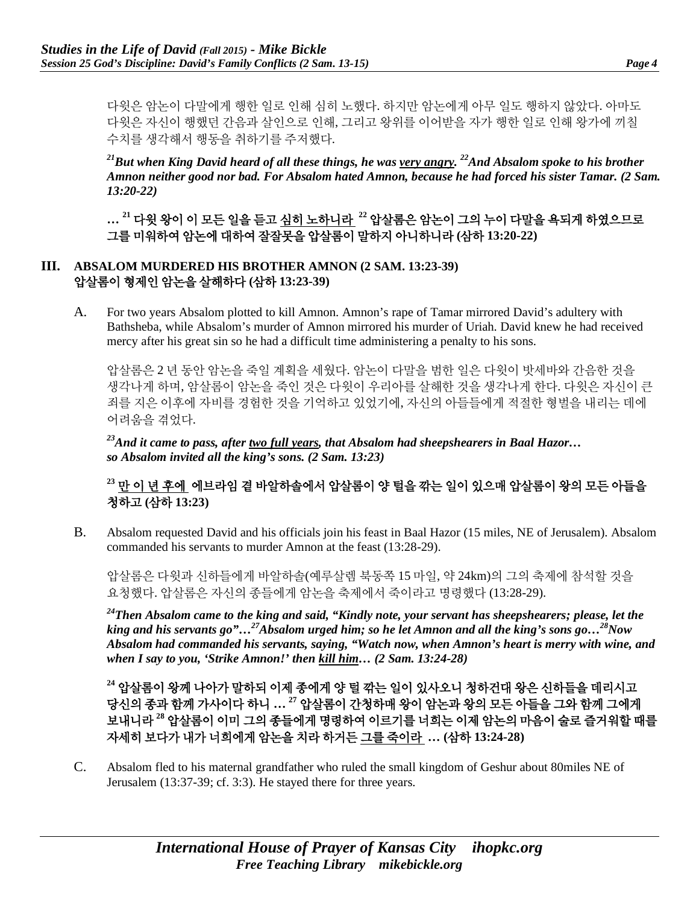다윗은 암논이 다말에게 행한 일로 인해 심히 노했다. 하지만 암논에게 아무 일도 행하지 않았다. 아마도 다윗은 자신이 행했던 간음과 살인으로 인해, 그리고 왕위를 이어받을 자가 행한 일로 인해 왕가에 끼칠 수치를 생각해서 행동을 취하기를 주저했다.

***[21]But when King David heard of all these things, he was <u>very angry</u>. [22]And Absalom spoke to his brother Amnon neither good nor bad. For Absalom hated Amnon, because he had forced his sister Tamar. (2 Sam. 13:20-22)***

**… [21] 다윗 왕이 이 모든 일을 듣고 <u>심히 노하니라</u> [22] 압살롬은 암논이 그의 누이 다말을 욕되게 하였으므로 그를 미워하여 암논에 대하여 잘잘못을 압살롬이 말하지 아니하니라 (삼하 13:20-22)**

## III. ABSALOM MURDERED HIS BROTHER AMNON (2 SAM. 13:23-39)
## 압살롬이 형제인 암논을 살해하다 (삼하 13:23-39)

A. For two years Absalom plotted to kill Amnon. Amnon's rape of Tamar mirrored David's adultery with Bathsheba, while Absalom's murder of Amnon mirrored his murder of Uriah. David knew he had received mercy after his great sin so he had a difficult time administering a penalty to his sons.

압살롬은 2 년 동안 암논을 죽일 계획을 세웠다. 암논이 다말을 범한 일은 다윗이 밧세바와 간음한 것을 생각나게 하며, 압살롬이 암논을 죽인 것은 다윗이 우리아를 살해한 것을 생각나게 한다. 다윗은 자신이 큰 죄를 지은 이후에 자비를 경험한 것을 기억하고 있었기에, 자신의 아들들에게 적절한 형벌을 내리는 데에 어려움을 겪었다.

***[23]And it came to pass, after <u>two full years</u>, that Absalom had sheepshearers in Baal Hazor… so Absalom invited all the king's sons. (2 Sam. 13:23)***

**[23] <u>만 이 년 후에</u> 에브라임 곁 바알하솔에서 압살롬이 양 털을 깎는 일이 있으매 압살롬이 왕의 모든 아들을 청하고 (삼하 13:23)**

B. Absalom requested David and his officials join his feast in Baal Hazor (15 miles, NE of Jerusalem). Absalom commanded his servants to murder Amnon at the feast (13:28-29).

압살롬은 다윗과 신하들에게 바알하솔(예루살렘 북동쪽 15 마일, 약 24km)의 그의 축제에 참석할 것을 요청했다. 압살롬은 자신의 종들에게 암논을 축제에서 죽이라고 명령했다 (13:28-29).

***[24]Then Absalom came to the king and said, "Kindly note, your servant has sheepshearers; please, let the king and his servants go"…[27]Absalom urged him; so he let Amnon and all the king's sons go…[28]Now Absalom had commanded his servants, saying, "Watch now, when Amnon's heart is merry with wine, and when I say to you, 'Strike Amnon!' then <u>kill him</u>… (2 Sam. 13:24-28)***

**[24] 압살롬이 왕께 나아가 말하되 이제 종에게 양 털 깎는 일이 있사오니 청하건대 왕은 신하들을 데리시고 당신의 종과 함께 가사이다 하니 … [27] 압살롬이 간청하매 왕이 암논과 왕의 모든 아들을 그와 함께 그에게 보내니라 [28] 압살롬이 이미 그의 종들에게 명령하여 이르기를 너희는 이제 암논의 마음이 술로 즐거워할 때를 자세히 보다가 내가 너희에게 암논을 치라 하거든 <u>그를 죽이라</u> … (삼하 13:24-28)**

C. Absalom fled to his maternal grandfather who ruled the small kingdom of Geshur about 80miles NE of Jerusalem (13:37-39; cf. 3:3). He stayed there for three years.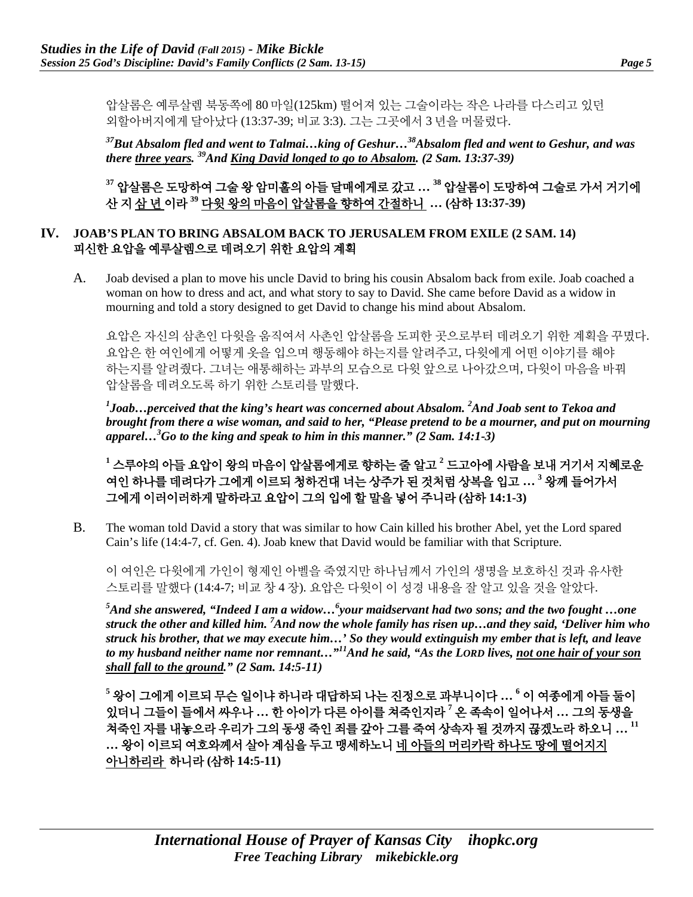압살롬은 예루살렘 북동쪽에 80 마일(125km) 떨어져 있는 그술이라는 작은 나라를 다스리고 있던 외할아버지에게 달아났다 (13:37-39; 비교 3:3). 그는 그곳에서 3 년을 머물렀다.

***[37]But Absalom fled and went to Talmai…king of Geshur…[38]Absalom fled and went to Geshur, and was there <u>three years</u>. [39]And <u>King David longed to go to Absalom</u>. (2 Sam. 13:37-39)***

**[37] 압살롬은 도망하여 그술 왕 암미훌의 아들 달매에게로 갔고 … [38] 압살롬이 도망하여 그술로 가서 거기에 산 지 <u>삼 년</u> 이라 [39] <u>다윗 왕의 마음이 압살롬을 향하여 간절하니</u> … (삼하 13:37-39)**

## IV. JOAB'S PLAN TO BRING ABSALOM BACK TO JERUSALEM FROM EXILE (2 SAM. 14) 피신한 요압을 예루살렘으로 데려오기 위한 요압의 계획

A. Joab devised a plan to move his uncle David to bring his cousin Absalom back from exile. Joab coached a woman on how to dress and act, and what story to say to David. She came before David as a widow in mourning and told a story designed to get David to change his mind about Absalom.

요압은 자신의 삼촌인 다윗을 움직여서 사촌인 압살롬을 도피한 곳으로부터 데려오기 위한 계획을 꾸몄다. 요압은 한 여인에게 어떻게 옷을 입으며 행동해야 하는지를 알려주고, 다윗에게 어떤 이야기를 해야 하는지를 알려줬다. 그녀는 애통해하는 과부의 모습으로 다윗 앞으로 나아갔으며, 다윗이 마음을 바꿔 압살롬을 데려오도록 하기 위한 스토리를 말했다.

***[1]Joab…perceived that the king's heart was concerned about Absalom. [2]And Joab sent to Tekoa and brought from there a wise woman, and said to her, "Please pretend to be a mourner, and put on mourning apparel…[3]Go to the king and speak to him in this manner." (2 Sam. 14:1-3)***

**[1] 스루야의 아들 요압이 왕의 마음이 압살롬에게로 향하는 줄 알고 [2] 드고아에 사람을 보내 거기서 지혜로운 여인 하나를 데려다가 그에게 이르되 청하건대 너는 상주가 된 것처럼 상복을 입고 … [3] 왕께 들어가서 그에게 이러이러하게 말하라고 요압이 그의 입에 할 말을 넣어 주니라 (삼하 14:1-3)**

B. The woman told David a story that was similar to how Cain killed his brother Abel, yet the Lord spared Cain's life (14:4-7, cf. Gen. 4). Joab knew that David would be familiar with that Scripture.

이 여인은 다윗에게 가인이 형제인 아벨을 죽였지만 하나님께서 가인의 생명을 보호하신 것과 유사한 스토리를 말했다 (14:4-7; 비교 창 4 장). 요압은 다윗이 이 성경 내용을 잘 알고 있을 것을 알았다.

***[5]And she answered, "Indeed I am a widow…[6]your maidservant had two sons; and the two fought …one struck the other and killed him. [7]And now the whole family has risen up…and they said, 'Deliver him who struck his brother, that we may execute him…' So they would extinguish my ember that is left, and leave to my husband neither name nor remnant…"[11]And he said, "As the LORD lives, <u>not one hair of your son shall fall to the ground</u>." (2 Sam. 14:5-11)***

**[5] 왕이 그에게 이르되 무슨 일이냐 하니라 대답하되 나는 진정으로 과부니이다 … [6] 이 여종에게 아들 둘이 있더니 그들이 들에서 싸우나 … 한 아이가 다른 아이를 쳐죽인지라 [7] 온 족속이 일어나서 … 그의 동생을 쳐죽인 자를 내놓으라 우리가 그의 동생 죽인 죄를 갚아 그를 죽여 상속자 될 것까지 끊겠노라 하오니 … [11] … 왕이 이르되 여호와께서 살아 계심을 두고 맹세하노니 <u>네 아들의 머리카락 하나도 땅에 떨어지지 아니하리라</u> 하니라 (삼하 14:5-11)**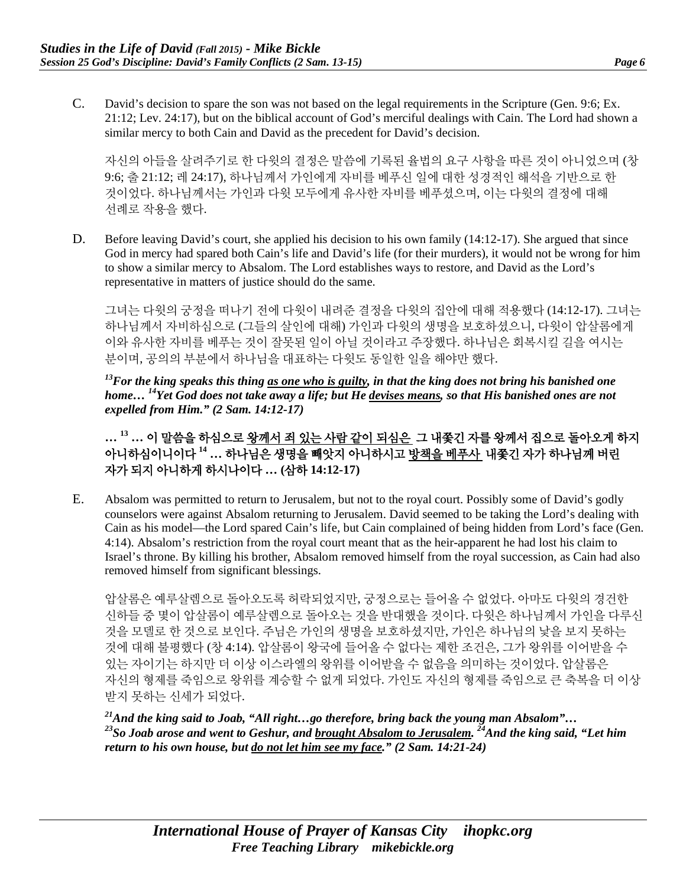C. David's decision to spare the son was not based on the legal requirements in the Scripture (Gen. 9:6; Ex. 21:12; Lev. 24:17), but on the biblical account of God's merciful dealings with Cain. The Lord had shown a similar mercy to both Cain and David as the precedent for David's decision.

자신의 아들을 살려주기로 한 다윗의 결정은 말씀에 기록된 율법의 요구 사항을 따른 것이 아니었으며 (창 9:6; 출 21:12; 레 24:17), 하나님께서 가인에게 자비를 베푸신 일에 대한 성경적인 해석을 기반으로 한 것이었다. 하나님께서는 가인과 다윗 모두에게 유사한 자비를 베푸셨으며, 이는 다윗의 결정에 대해 선례로 작용을 했다.

D. Before leaving David's court, she applied his decision to his own family (14:12-17). She argued that since God in mercy had spared both Cain's life and David's life (for their murders), it would not be wrong for him to show a similar mercy to Absalom. The Lord establishes ways to restore, and David as the Lord's representative in matters of justice should do the same.

그녀는 다윗의 궁정을 떠나기 전에 다윗이 내려준 결정을 다윗의 집안에 대해 적용했다 (14:12-17). 그녀는 하나님께서 자비하심으로 (그들의 살인에 대해) 가인과 다윗의 생명을 보호하셨으니, 다윗이 압살롬에게 이와 유사한 자비를 베푸는 것이 잘못된 일이 아닐 것이라고 주장했다. 하나님은 회복시킬 길을 여시는 분이며, 공의의 부분에서 하나님을 대표하는 다윗도 동일한 일을 해야만 했다.

***[13]For the king speaks this thing <u>as one who is guilty</u>, in that the king does not bring his banished one home… [14]Yet God does not take away a life; but He <u>devises means</u>, so that His banished ones are not expelled from Him." (2 Sam. 14:12-17)***

**… [13] … 이 말씀을 하심으로 <u>왕께서 죄 있는 사람 같이 되심은</u> 그 내쫓긴 자를 왕께서 집으로 돌아오게 하지 아니하심이니이다 [14] … 하나님은 생명을 빼앗지 아니하시고 <u>방책을 베푸사</u> 내쫓긴 자가 하나님께 버린 자가 되지 아니하게 하시나이다 … (삼하 14:12-17)**

E. Absalom was permitted to return to Jerusalem, but not to the royal court. Possibly some of David's godly counselors were against Absalom returning to Jerusalem. David seemed to be taking the Lord's dealing with Cain as his model—the Lord spared Cain's life, but Cain complained of being hidden from Lord's face (Gen. 4:14). Absalom's restriction from the royal court meant that as the heir-apparent he had lost his claim to Israel's throne. By killing his brother, Absalom removed himself from the royal succession, as Cain had also removed himself from significant blessings.

압살롬은 예루살렘으로 돌아오도록 허락되었지만, 궁정으로는 들어올 수 없었다. 아마도 다윗의 경건한 신하들 중 몇이 압살롬이 예루살렘으로 돌아오는 것을 반대했을 것이다. 다윗은 하나님께서 가인을 다루신 것을 모델로 한 것으로 보인다. 주님은 가인의 생명을 보호하셨지만, 가인은 하나님의 낯을 보지 못하는 것에 대해 불평했다 (창 4:14). 압살롬이 왕국에 들어올 수 없다는 제한 조건은, 그가 왕위를 이어받을 수 있는 자이기는 하지만 더 이상 이스라엘의 왕위를 이어받을 수 없음을 의미하는 것이었다. 압살롬은 자신의 형제를 죽임으로 왕위를 계승할 수 없게 되었다. 가인도 자신의 형제를 죽임으로 큰 축복을 더 이상 받지 못하는 신세가 되었다.

***[21]And the king said to Joab, "All right…go therefore, bring back the young man Absalom"… [23]So Joab arose and went to Geshur, and <u>brought Absalom to Jerusalem</u>. [24]And the king said, "Let him return to his own house, but <u>do not let him see my face</u>." (2 Sam. 14:21-24)***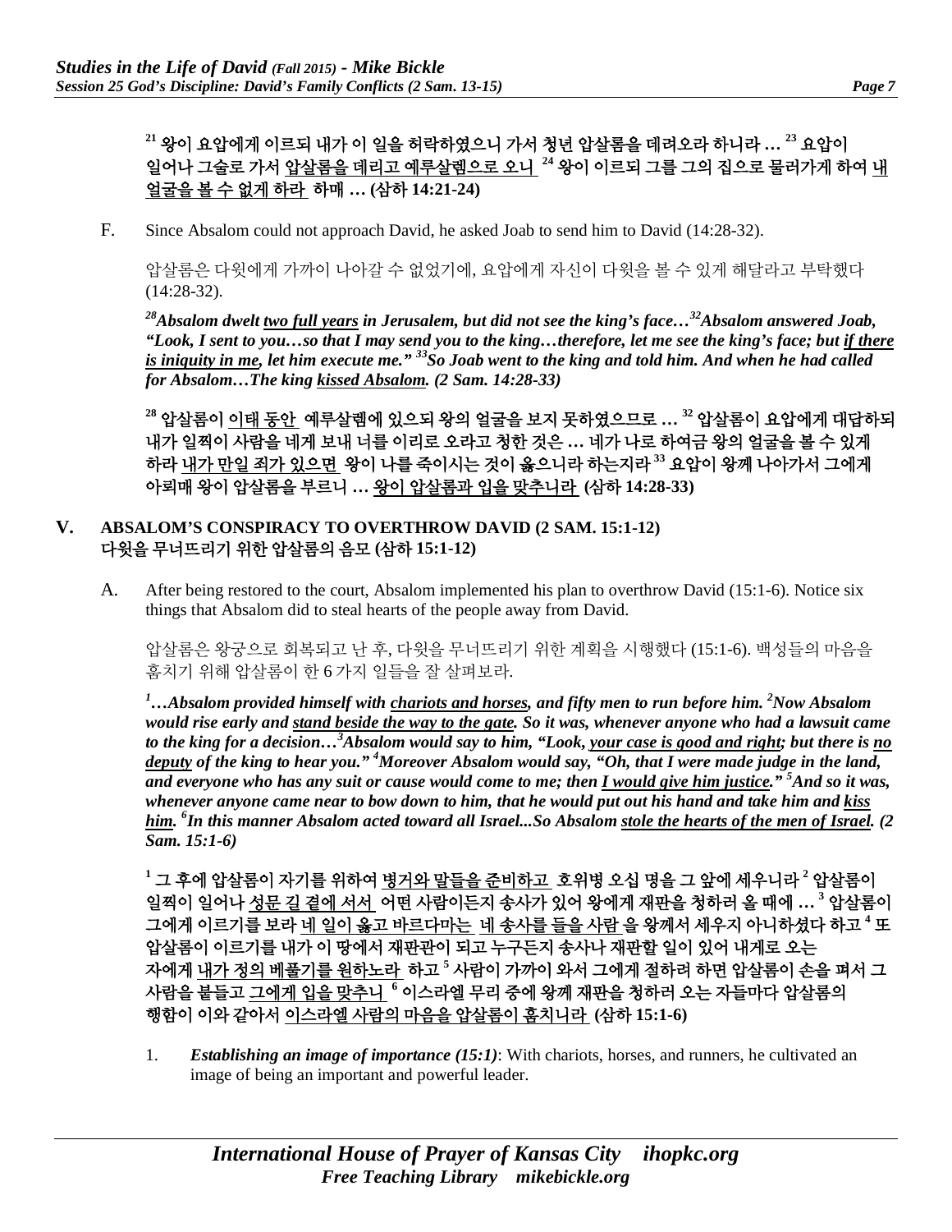**[21] 왕이 요압에게 이르되 내가 이 일을 허락하였으니 가서 청년 압살롬을 데려오라 하니라 … [23] 요압이 일어나 그술로 가서 <u>압살롬을 데리고 예루살렘으로 오니</u> [24] 왕이 이르되 그를 그의 집으로 물러가게 하여 <u>내 얼굴을 볼 수 없게 하라</u> 하매 … (삼하 14:21-24)**

F. Since Absalom could not approach David, he asked Joab to send him to David (14:28-32).

압살롬은 다윗에게 가까이 나아갈 수 없었기에, 요압에게 자신이 다윗을 볼 수 있게 해달라고 부탁했다 (14:28-32).

***[28]Absalom dwelt <u>two full years</u> in Jerusalem, but did not see the king's face…[32]Absalom answered Joab, "Look, I sent to you…so that I may send you to the king…therefore, let me see the king's face; but <u>if there is iniquity in me</u>, let him execute me." [33]So Joab went to the king and told him. And when he had called for Absalom…The king <u>kissed Absalom</u>. (2 Sam. 14:28-33)***

**[28] 압살롬이 <u>이태 동안</u> 예루살렘에 있으되 왕의 얼굴을 보지 못하였으므로 … [32] 압살롬이 요압에게 대답하되 내가 일찍이 사람을 네게 보내 너를 이리로 오라고 청한 것은 … 네가 나로 하여금 왕의 얼굴을 볼 수 있게 하라 <u>내가 만일 죄가 있으면</u> 왕이 나를 죽이시는 것이 옳으니라 하는지라 [33] 요압이 왕께 나아가서 그에게 아뢰매 왕이 압살롬을 부르니 … <u>왕이 압살롬과 입을 맞추니라</u> (삼하 14:28-33)**

## V. ABSALOM'S CONSPIRACY TO OVERTHROW DAVID (2 SAM. 15:1-12) 다윗을 무너뜨리기 위한 압살롬의 음모 (삼하 15:1-12)

A. After being restored to the court, Absalom implemented his plan to overthrow David (15:1-6). Notice six things that Absalom did to steal hearts of the people away from David.

압살롬은 왕궁으로 회복되고 난 후, 다윗을 무너뜨리기 위한 계획을 시행했다 (15:1-6). 백성들의 마음을 훔치기 위해 압살롬이 한 6 가지 일들을 잘 살펴보라.

***[1]…Absalom provided himself with <u>chariots and horses</u>, and fifty men to run before him. [2]Now Absalom would rise early and <u>stand beside the way to the gate</u>. So it was, whenever anyone who had a lawsuit came to the king for a decision…[3]Absalom would say to him, "Look, <u>your case is good and right</u>; but there is <u>no deputy</u> of the king to hear you." [4]Moreover Absalom would say, "Oh, that I were made judge in the land, and everyone who has any suit or cause would come to me; then <u>I would give him justice</u>." [5]And so it was, whenever anyone came near to bow down to him, that he would put out his hand and take him and <u>kiss him</u>. [6]In this manner Absalom acted toward all Israel...So Absalom <u>stole the hearts of the men of Israel</u>. (2 Sam. 15:1-6)***

**[1] 그 후에 압살롬이 자기를 위하여 <u>병거와 말들을 준비하고</u> 호위병 오십 명을 그 앞에 세우니라 [2] 압살롬이 일찍이 일어나 <u>성문 길 곁에 서서</u> 어떤 사람이든지 송사가 있어 왕에게 재판을 청하러 올 때에 … [3] 압살롬이 그에게 이르기를 보라 <u>네 일이 옳고 바르다마는</u> <u>네 송사를 들을 사람</u> 을 왕께서 세우지 아니하셨다 하고 [4] 또 압살롬이 이르기를 내가 이 땅에서 재판관이 되고 누구든지 송사나 재판할 일이 있어 내게로 오는 자에게 <u>내가 정의 베풀기를 원하노라</u> 하고 [5] 사람이 가까이 와서 그에게 절하려 하면 압살롬이 손을 펴서 그 사람을 붙들고 <u>그에게 입을 맞추니</u> [6] 이스라엘 무리 중에 왕께 재판을 청하러 오는 자들마다 압살롬의 행함이 이와 같아서 <u>이스라엘 사람의 마음을 압살롬이 훔치니라</u> (삼하 15:1-6)**

1. ***Establishing an image of importance (15:1)***: With chariots, horses, and runners, he cultivated an image of being an important and powerful leader.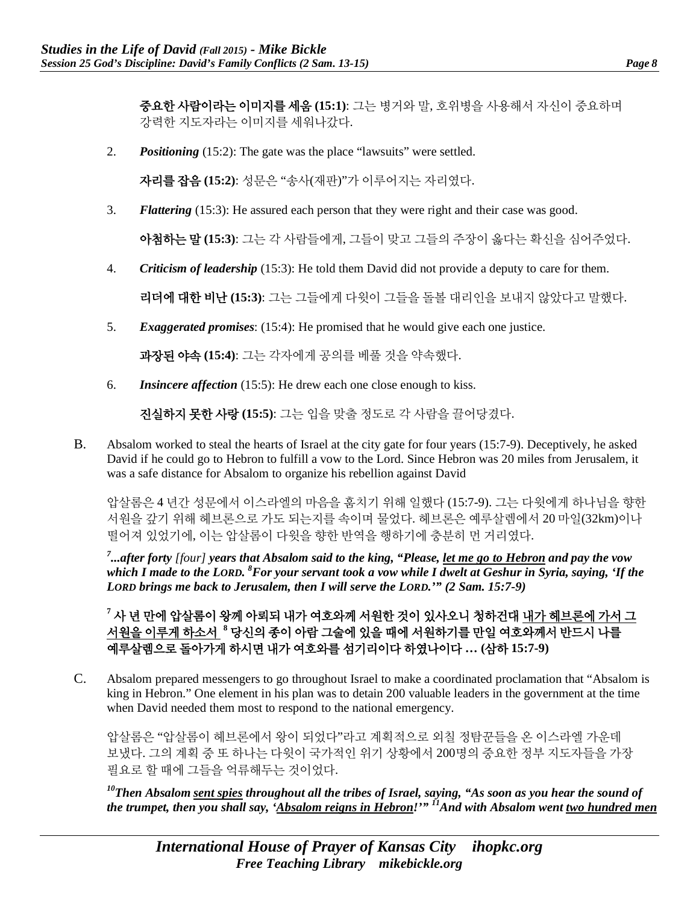**중요한 사람이라는 이미지를 세움 (15:1)**: 그는 병거와 말, 호위병을 사용해서 자신이 중요하며 강력한 지도자라는 이미지를 세워나갔다.

2. ***Positioning*** (15:2): The gate was the place "lawsuits" were settled.

   **자리를 잡음 (15:2)**: 성문은 "송사(재판)"가 이루어지는 자리였다.

3. ***Flattering*** (15:3): He assured each person that they were right and their case was good.

   **아첨하는 말 (15:3)**: 그는 각 사람들에게, 그들이 맞고 그들의 주장이 옳다는 확신을 심어주었다.

4. ***Criticism of leadership*** (15:3): He told them David did not provide a deputy to care for them.

   **리더에 대한 비난 (15:3)**: 그는 그들에게 다윗이 그들을 돌볼 대리인을 보내지 않았다고 말했다.

5. ***Exaggerated promises***: (15:4): He promised that he would give each one justice.

   **과장된 약속 (15:4)**: 그는 각자에게 공의를 베풀 것을 약속했다.

6. ***Insincere affection*** (15:5): He drew each one close enough to kiss.

   **진실하지 못한 사랑 (15:5)**: 그는 입을 맞출 정도로 각 사람을 끌어당겼다.

B. Absalom worked to steal the hearts of Israel at the city gate for four years (15:7-9). Deceptively, he asked David if he could go to Hebron to fulfill a vow to the Lord. Since Hebron was 20 miles from Jerusalem, it was a safe distance for Absalom to organize his rebellion against David

   압살롬은 4 년간 성문에서 이스라엘의 마음을 훔치기 위해 일했다 (15:7-9). 그는 다윗에게 하나님을 향한 서원을 갚기 위해 헤브론으로 가도 되는지를 속이며 물었다. 헤브론은 예루살렘에서 20 마일(32km)이나 떨어져 있었기에, 이는 압살롬이 다윗을 향한 반역을 행하기에 충분히 먼 거리였다.

   ***[7]...after forty** [four] **years that Absalom said to the king, "Please, <u>let me go to Hebron</u> and pay the vow which I made to the LORD. [8]For your servant took a vow while I dwelt at Geshur in Syria, saying, 'If the LORD brings me back to Jerusalem, then I will serve the LORD.'" (2 Sam. 15:7-9)***

   **[7] 사 년 만에 압살롬이 왕께 아뢰되 내가 여호와께 서원한 것이 있사오니 청하건대 <u>내가 헤브론에 가서 그 서원을 이루게 하소서</u> [8] 당신의 종이 아람 그술에 있을 때에 서원하기를 만일 여호와께서 반드시 나를 예루살렘으로 돌아가게 하시면 내가 여호와를 섬기리이다 하였나이다 … (삼하 15:7-9)**

C. Absalom prepared messengers to go throughout Israel to make a coordinated proclamation that "Absalom is king in Hebron." One element in his plan was to detain 200 valuable leaders in the government at the time when David needed them most to respond to the national emergency.

   압살롬은 "압살롬이 헤브론에서 왕이 되었다"라고 계획적으로 외칠 정탐꾼들을 온 이스라엘 가운데 보냈다. 그의 계획 중 또 하나는 다윗이 국가적인 위기 상황에서 200명의 중요한 정부 지도자들을 가장 필요로 할 때에 그들을 억류해두는 것이었다.

   ***[10]Then Absalom <u>sent spies</u> throughout all the tribes of Israel, saying, "As soon as you hear the sound of the trumpet, then you shall say, '<u>Absalom reigns in Hebron</u>!'" [11]And with Absalom went <u>two hundred men</u>***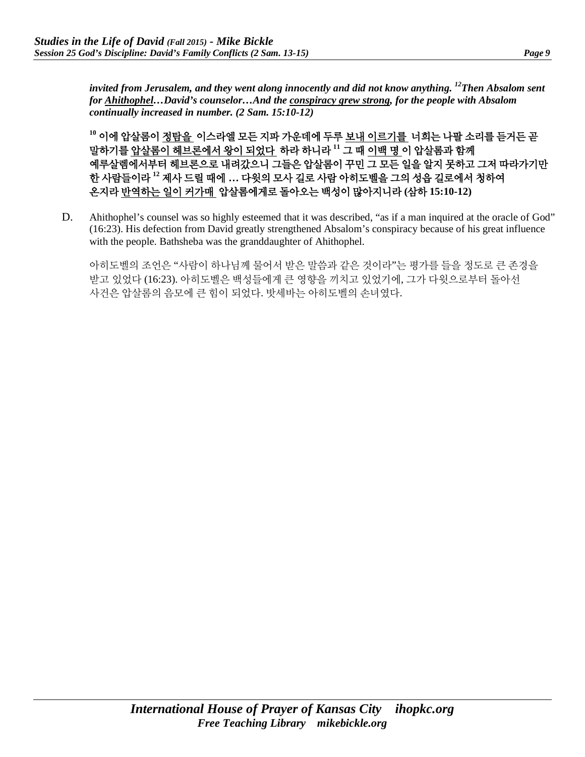***invited from Jerusalem, and they went along innocently and did not know anything.*** [12]***Then Absalom sent for <u>Ahithophel</u>…David's counselor…And the <u>conspiracy grew strong</u>, for the people with Absalom continually increased in number. (2 Sam. 15:10-12)***

**[10] 이에 압살롬이 <u>정탐을</u> 이스라엘 모든 지파 가운데에 두루 <u>보내 이르기를</u> 너희는 나팔 소리를 듣거든 곧 말하기를 <u>압살롬이 헤브론에서 왕이 되었다</u> 하라 하니라 [11] 그 때 <u>이백 명</u> 이 압살롬과 함께 예루살렘에서부터 헤브론으로 내려갔으니 그들은 압살롬이 꾸민 그 모든 일을 알지 못하고 그저 따라가기만 한 사람들이라 [12] 제사 드릴 때에 … 다윗의 모사 길로 사람 아히도벨을 그의 성읍 길로에서 청하여 온지라 <u>반역하는 일이 커가매</u> 압살롬에게로 돌아오는 백성이 많아지니라 (삼하 15:10-12)**

D. Ahithophel's counsel was so highly esteemed that it was described, "as if a man inquired at the oracle of God" (16:23). His defection from David greatly strengthened Absalom's conspiracy because of his great influence with the people. Bathsheba was the granddaughter of Ahithophel.

아히도벨의 조언은 "사람이 하나님께 물어서 받은 말씀과 같은 것이라"는 평가를 들을 정도로 큰 존경을 받고 있었다 (16:23). 아히도벨은 백성들에게 큰 영향을 끼치고 있었기에, 그가 다윗으로부터 돌아선 사건은 압살롬의 음모에 큰 힘이 되었다. 밧세바는 아히도벨의 손녀였다.